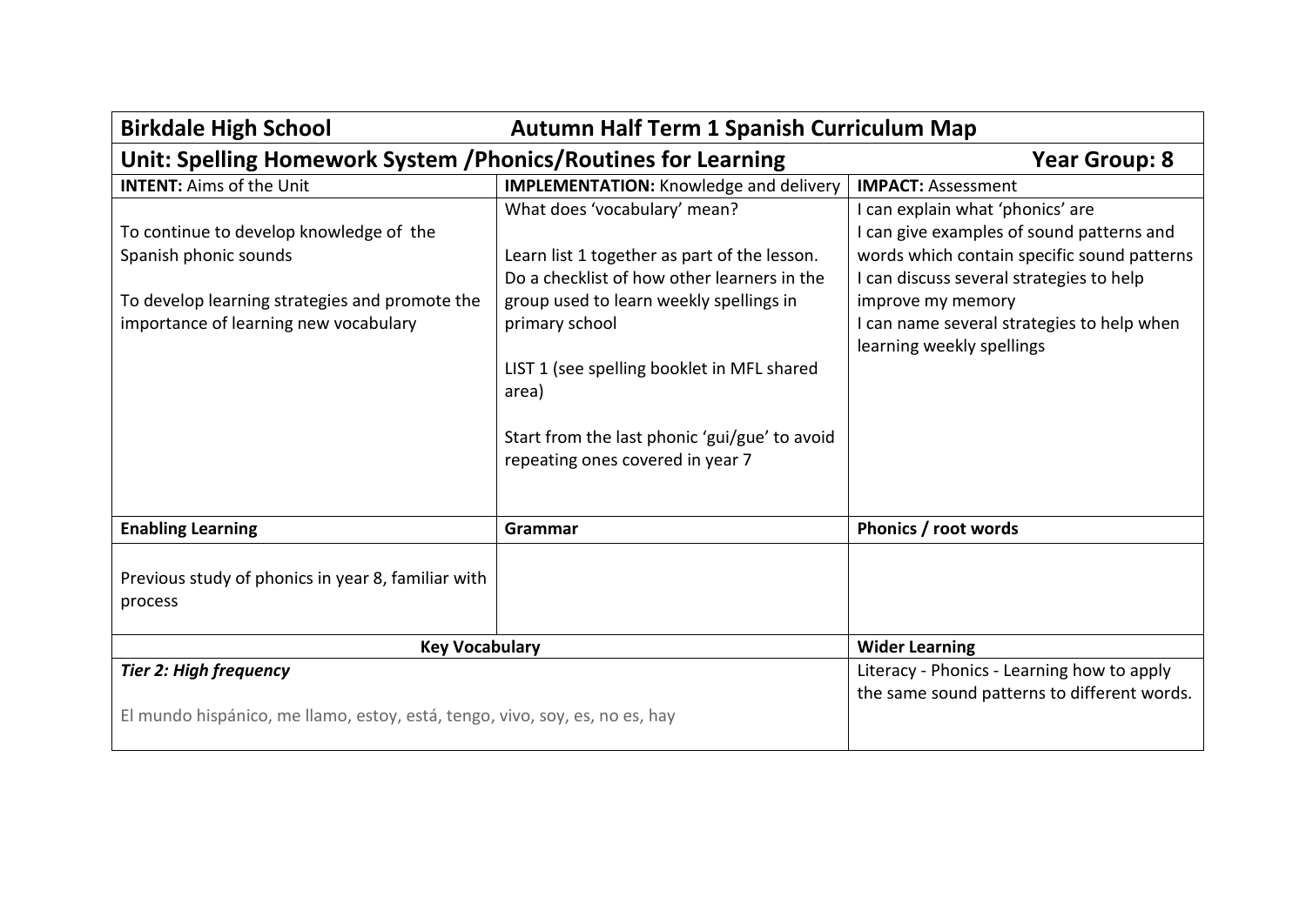| **Birkdale High School** | **Autumn Half Term 1 Spanish Curriculum Map** | |
|---|---|---|
| **Unit: Spelling Homework System /Phonics/Routines for Learning** | | **Year Group: 8** |
| **INTENT:** Aims of the Unit | **IMPLEMENTATION:** Knowledge and delivery | **IMPACT:** Assessment |
| To continue to develop knowledge of the Spanish phonic sounds<br><br>To develop learning strategies and promote the importance of learning new vocabulary | What does 'vocabulary' mean?<br><br>Learn list 1 together as part of the lesson. Do a checklist of how other learners in the group used to learn weekly spellings in primary school<br><br>LIST 1 (see spelling booklet in MFL shared area)<br><br>Start from the last phonic 'gui/gue' to avoid repeating ones covered in year 7 | I can explain what 'phonics' are<br>I can give examples of sound patterns and words which contain specific sound patterns<br>I can discuss several strategies to help improve my memory<br>I can name several strategies to help when learning weekly spellings |
| **Enabling Learning** | **Grammar** | **Phonics / root words** |
| Previous study of phonics in year 8, familiar with process | | |
| **Key Vocabulary** | | **Wider Learning** |
| ***Tier 2: High frequency***<br><br>El mundo hispánico, me llamo, estoy, está, tengo, vivo, soy, es, no es, hay | | Literacy - Phonics - Learning how to apply the same sound patterns to different words. |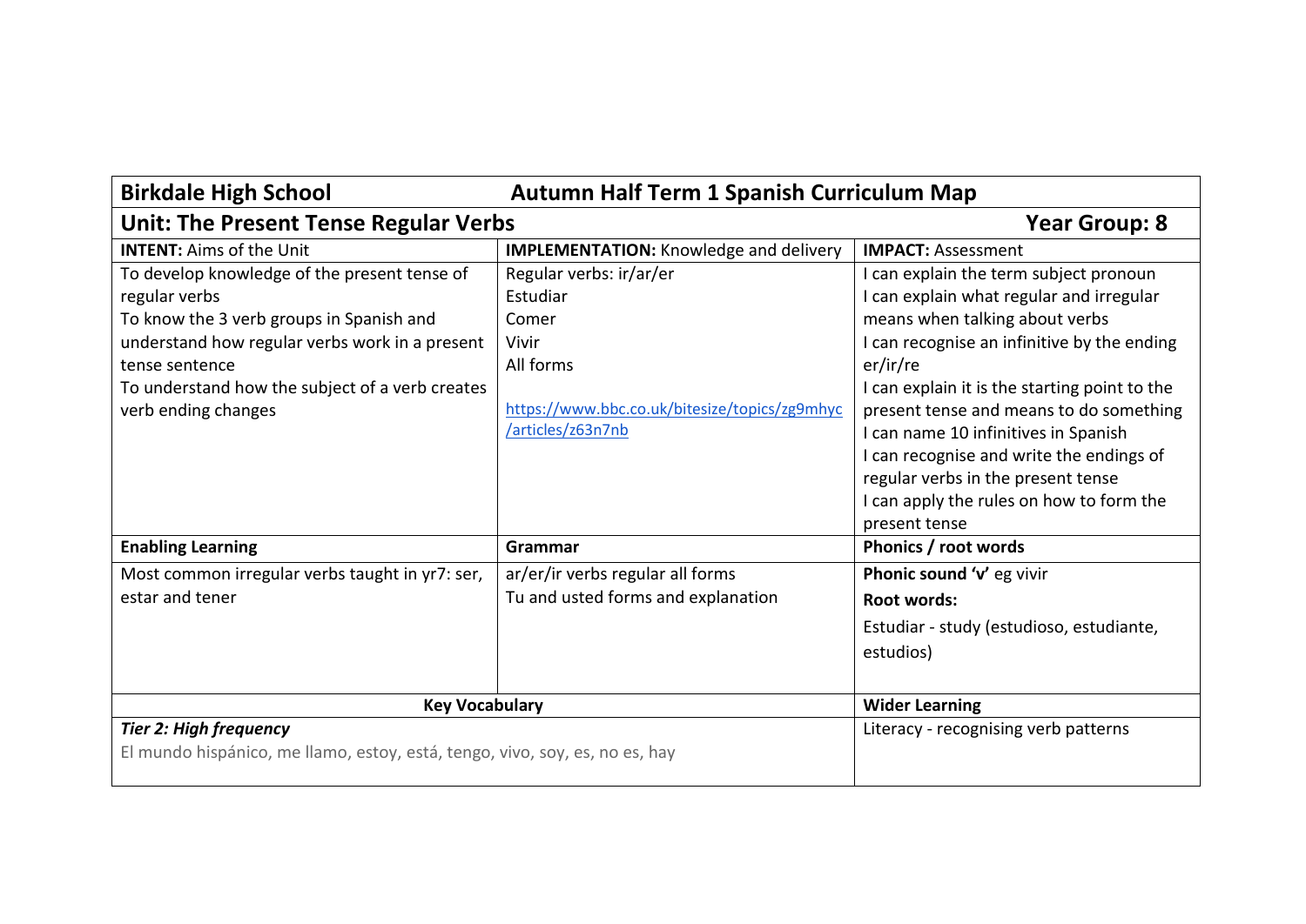| **Birkdale High School** | **Autumn Half Term 1 Spanish Curriculum Map** | |
|---|---|---|
| **Unit: The Present Tense Regular Verbs** | | **Year Group: 8** |
| **INTENT:** Aims of the Unit | **IMPLEMENTATION:** Knowledge and delivery | **IMPACT:** Assessment |
| To develop knowledge of the present tense of regular verbs<br>To know the 3 verb groups in Spanish and understand how regular verbs work in a present tense sentence<br>To understand how the subject of a verb creates verb ending changes | Regular verbs: ir/ar/er<br>Estudiar<br>Comer<br>Vivir<br>All forms<br><br>https://www.bbc.co.uk/bitesize/topics/zg9mhyc/articles/z63n7nb | I can explain the term subject pronoun<br>I can explain what regular and irregular means when talking about verbs<br>I can recognise an infinitive by the ending er/ir/re<br>I can explain it is the starting point to the present tense and means to do something<br>I can name 10 infinitives in Spanish<br>I can recognise and write the endings of regular verbs in the present tense<br>I can apply the rules on how to form the present tense |
| **Enabling Learning** | **Grammar** | **Phonics / root words** |
| Most common irregular verbs taught in yr7: ser, estar and tener | ar/er/ir verbs regular all forms<br>Tu and usted forms and explanation | **Phonic sound 'v'** eg vivir<br>**Root words:**<br>Estudiar - study (estudioso, estudiante, estudios) |
| **Key Vocabulary** | | **Wider Learning** |
| ***Tier 2: High frequency***<br>El mundo hispánico, me llamo, estoy, está, tengo, vivo, soy, es, no es, hay | | Literacy - recognising verb patterns |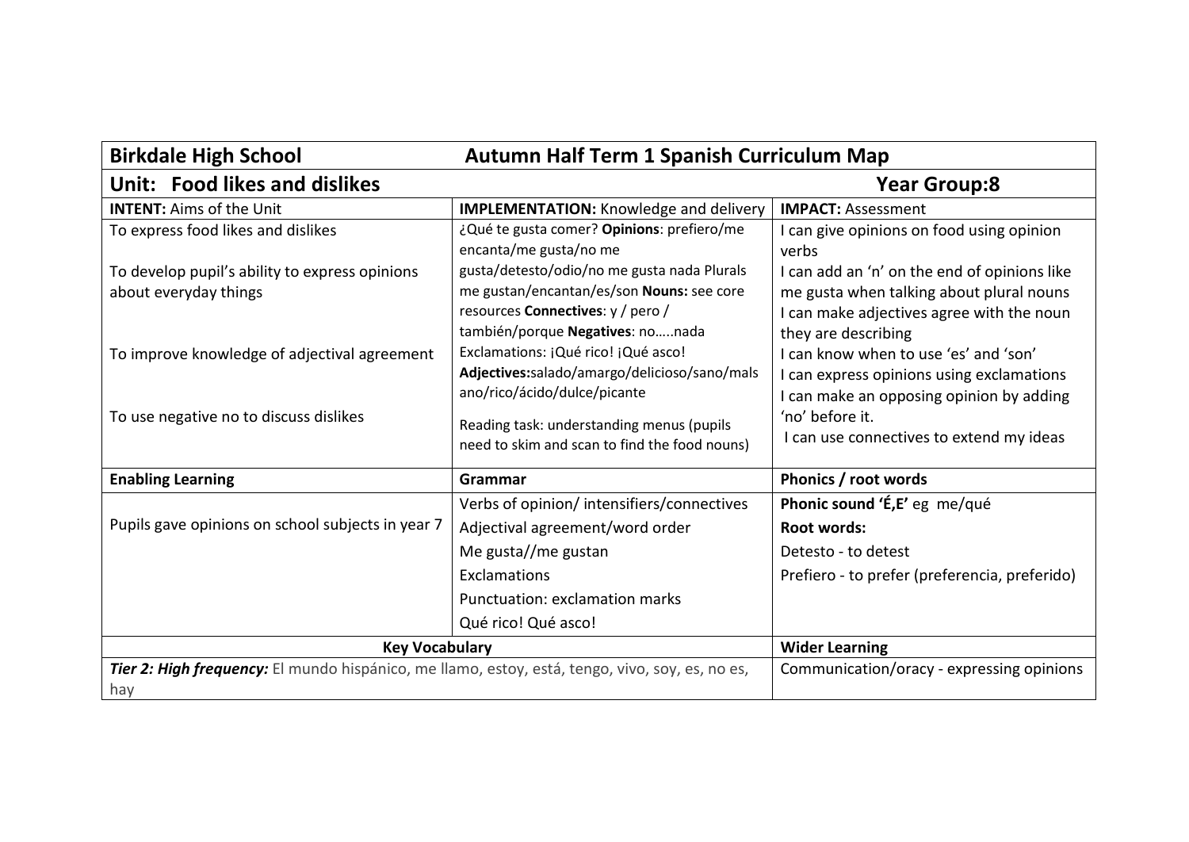| **Birkdale High School** | **Autumn Half Term 1 Spanish Curriculum Map** | |
|---|---|---|
| **Unit: Food likes and dislikes** | | **Year Group:8** |
| **INTENT:** Aims of the Unit | **IMPLEMENTATION:** Knowledge and delivery | **IMPACT:** Assessment |
| To express food likes and dislikes<br><br>To develop pupil's ability to express opinions about everyday things<br><br>To improve knowledge of adjectival agreement<br><br>To use negative no to discuss dislikes | ¿Qué te gusta comer? **Opinions**: prefiero/me encanta/me gusta/no me gusta/detesto/odio/no me gusta nada Plurals me gustan/encantan/es/son **Nouns:** see core resources **Connectives**: y / pero / también/porque **Negatives**: no…..nada Exclamations: ¡Qué rico! ¡Qué asco! **Adjectives:**salado/amargo/delicioso/sano/malsano/rico/ácido/dulce/picante<br><br>Reading task: understanding menus (pupils need to skim and scan to find the food nouns) | I can give opinions on food using opinion verbs<br>I can add an 'n' on the end of opinions like me gusta when talking about plural nouns<br>I can make adjectives agree with the noun they are describing<br>I can know when to use 'es' and 'son'<br>I can express opinions using exclamations<br>I can make an opposing opinion by adding 'no' before it.<br>I can use connectives to extend my ideas |
| **Enabling Learning** | **Grammar** | **Phonics / root words** |
| Pupils gave opinions on school subjects in year 7 | Verbs of opinion/ intensifiers/connectives<br>Adjectival agreement/word order<br>Me gusta//me gustan<br>Exclamations<br>Punctuation: exclamation marks<br>Qué rico! Qué asco! | **Phonic sound 'É,E'** eg me/qué<br>**Root words:**<br>Detesto - to detest<br>Prefiero - to prefer (preferencia, preferido) |
| **Key Vocabulary** | | **Wider Learning** |
| ***Tier 2: High frequency:*** El mundo hispánico, me llamo, estoy, está, tengo, vivo, soy, es, no es, hay | | Communication/oracy - expressing opinions |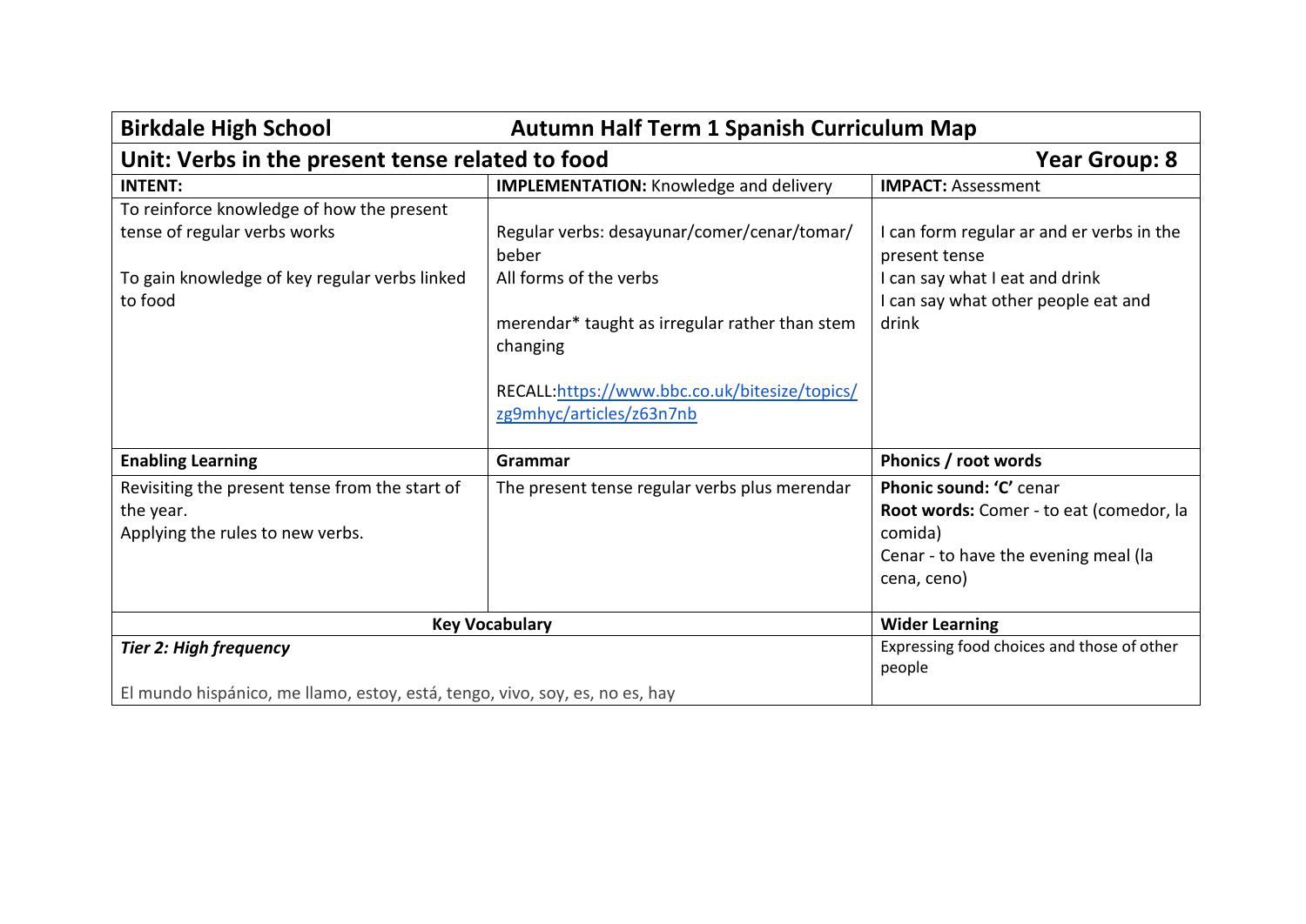| **Birkdale High School** | **Autumn Half Term 1 Spanish Curriculum Map** | |
|---|---|---|
| **Unit: Verbs in the present tense related to food** | | **Year Group: 8** |
| **INTENT:** | **IMPLEMENTATION:** Knowledge and delivery | **IMPACT:** Assessment |
| To reinforce knowledge of how the present tense of regular verbs works<br><br>To gain knowledge of key regular verbs linked to food | Regular verbs: desayunar/comer/cenar/tomar/ beber<br>All forms of the verbs<br><br>merendar* taught as irregular rather than stem changing<br><br>RECALL:[https://www.bbc.co.uk/bitesize/topics/zg9mhyc/articles/z63n7nb](https://www.bbc.co.uk/bitesize/topics/zg9mhyc/articles/z63n7nb) | I can form regular ar and er verbs in the present tense<br>I can say what I eat and drink<br>I can say what other people eat and drink |
| **Enabling Learning** | **Grammar** | **Phonics / root words** |
| Revisiting the present tense from the start of the year.<br>Applying the rules to new verbs. | The present tense regular verbs plus merendar | **Phonic sound: 'C'** cenar<br>**Root words:** Comer - to eat (comedor, la comida)<br>Cenar - to have the evening meal (la cena, ceno) |
| **Key Vocabulary** | | **Wider Learning** |
| ***Tier 2: High frequency***<br><br>El mundo hispánico, me llamo, estoy, está, tengo, vivo, soy, es, no es, hay | | Expressing food choices and those of other people |